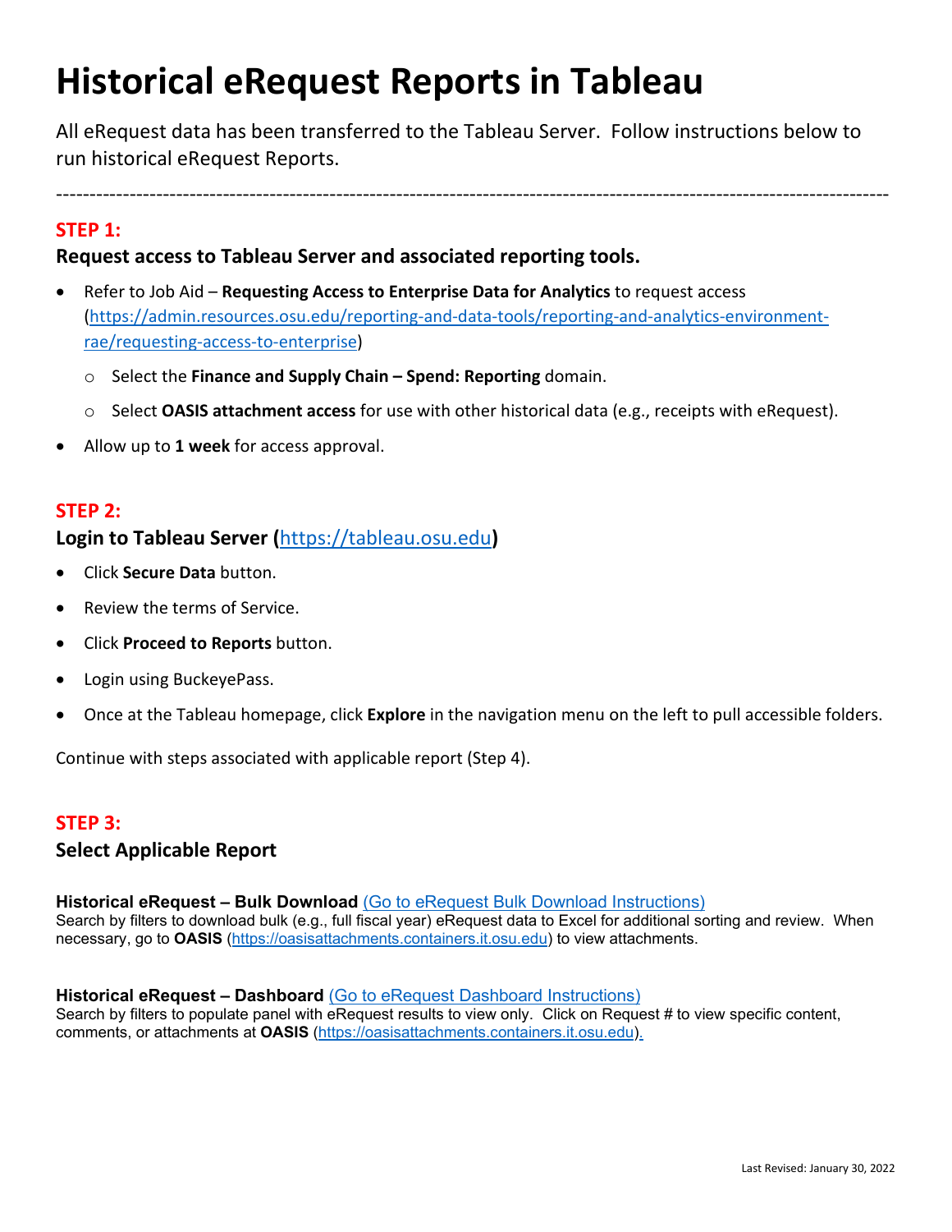# Historical eRequest Reports in Tableau

All eRequest data has been transferred to the Tableau Server. Follow instructions below to run historical eRequest Reports.

---

## STEP 1:

### Request access to Tableau Server and associated reporting tools.

- Refer to Job Aid – **Requesting Access to Enterprise Data for Analytics** to request access ([https://admin.resources.osu.edu/reporting-and-data-tools/reporting-and-analytics-environment-rae/requesting-access-to-enterprise](https://admin.resources.osu.edu/reporting-and-data-tools/reporting-and-analytics-environment-rae/requesting-access-to-enterprise))
  - Select the **Finance and Supply Chain – Spend: Reporting** domain.
  - Select **OASIS attachment access** for use with other historical data (e.g., receipts with eRequest).
- Allow up to **1 week** for access approval.

## STEP 2:

### Login to Tableau Server ([https://tableau.osu.edu](https://tableau.osu.edu))

- Click **Secure Data** button.
- Review the terms of Service.
- Click **Proceed to Reports** button.
- Login using BuckeyePass.
- Once at the Tableau homepage, click **Explore** in the navigation menu on the left to pull accessible folders.

Continue with steps associated with applicable report (Step 4).

## STEP 3:

### Select Applicable Report

**Historical eRequest – Bulk Download** (Go to eRequest Bulk Download Instructions)
Search by filters to download bulk (e.g., full fiscal year) eRequest data to Excel for additional sorting and review. When necessary, go to **OASIS** ([https://oasisattachments.containers.it.osu.edu](https://oasisattachments.containers.it.osu.edu)) to view attachments.

**Historical eRequest – Dashboard** (Go to eRequest Dashboard Instructions)
Search by filters to populate panel with eRequest results to view only. Click on Request # to view specific content, comments, or attachments at **OASIS** ([https://oasisattachments.containers.it.osu.edu](https://oasisattachments.containers.it.osu.edu)).

Last Revised: January 30, 2022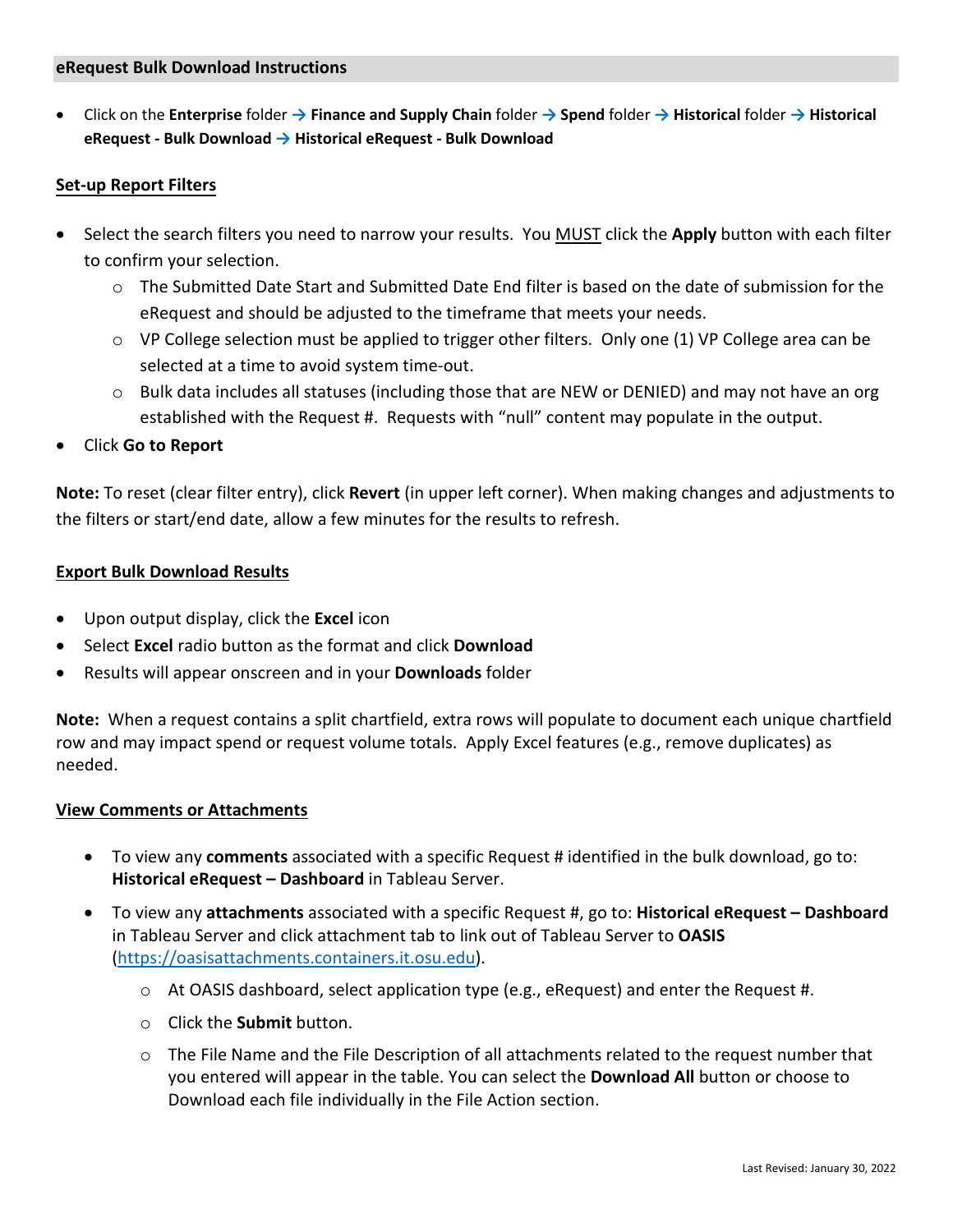## eRequest Bulk Download Instructions

- Click on the **Enterprise** folder → **Finance and Supply Chain** folder → **Spend** folder → **Historical** folder → **Historical eRequest - Bulk Download** → **Historical eRequest - Bulk Download**

### Set-up Report Filters

- Select the search filters you need to narrow your results. You MUST click the **Apply** button with each filter to confirm your selection.
  - The Submitted Date Start and Submitted Date End filter is based on the date of submission for the eRequest and should be adjusted to the timeframe that meets your needs.
  - VP College selection must be applied to trigger other filters. Only one (1) VP College area can be selected at a time to avoid system time-out.
  - Bulk data includes all statuses (including those that are NEW or DENIED) and may not have an org established with the Request #. Requests with "null" content may populate in the output.
- Click **Go to Report**

**Note:** To reset (clear filter entry), click **Revert** (in upper left corner). When making changes and adjustments to the filters or start/end date, allow a few minutes for the results to refresh.

### Export Bulk Download Results

- Upon output display, click the **Excel** icon
- Select **Excel** radio button as the format and click **Download**
- Results will appear onscreen and in your **Downloads** folder

**Note:** When a request contains a split chartfield, extra rows will populate to document each unique chartfield row and may impact spend or request volume totals. Apply Excel features (e.g., remove duplicates) as needed.

### View Comments or Attachments

- To view any **comments** associated with a specific Request # identified in the bulk download, go to: **Historical eRequest – Dashboard** in Tableau Server.
- To view any **attachments** associated with a specific Request #, go to: **Historical eRequest – Dashboard** in Tableau Server and click attachment tab to link out of Tableau Server to **OASIS** (https://oasisattachments.containers.it.osu.edu).
  - At OASIS dashboard, select application type (e.g., eRequest) and enter the Request #.
  - Click the **Submit** button.
  - The File Name and the File Description of all attachments related to the request number that you entered will appear in the table. You can select the **Download All** button or choose to Download each file individually in the File Action section.

Last Revised: January 30, 2022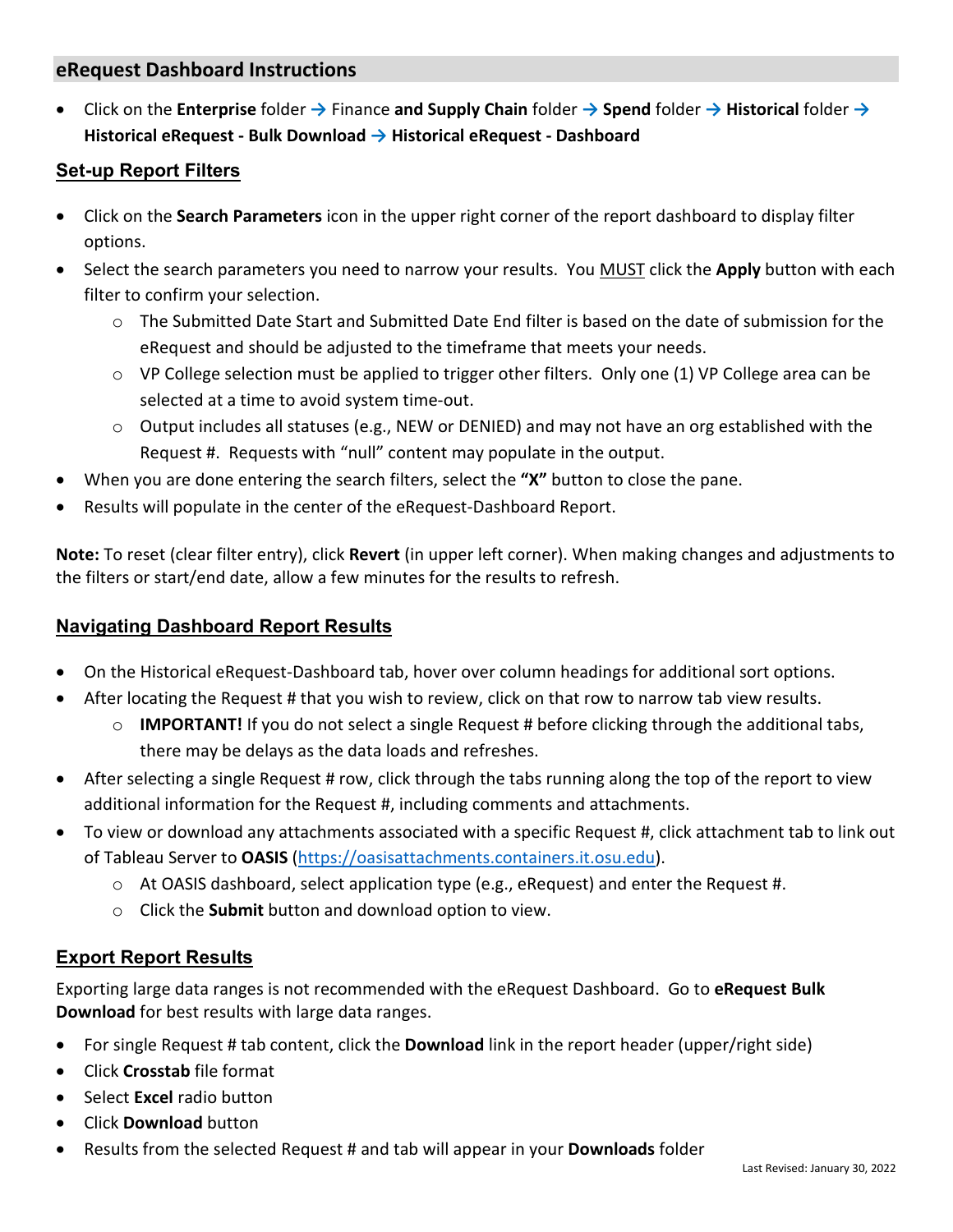## eRequest Dashboard Instructions

- Click on the **Enterprise** folder → Finance **and Supply Chain** folder → **Spend** folder → **Historical** folder → **Historical eRequest - Bulk Download** → **Historical eRequest - Dashboard**

### Set-up Report Filters

- Click on the **Search Parameters** icon in the upper right corner of the report dashboard to display filter options.
- Select the search parameters you need to narrow your results. You MUST click the **Apply** button with each filter to confirm your selection.
    - The Submitted Date Start and Submitted Date End filter is based on the date of submission for the eRequest and should be adjusted to the timeframe that meets your needs.
    - VP College selection must be applied to trigger other filters. Only one (1) VP College area can be selected at a time to avoid system time-out.
    - Output includes all statuses (e.g., NEW or DENIED) and may not have an org established with the Request #. Requests with "null" content may populate in the output.
- When you are done entering the search filters, select the **"X"** button to close the pane.
- Results will populate in the center of the eRequest-Dashboard Report.

**Note:** To reset (clear filter entry), click **Revert** (in upper left corner). When making changes and adjustments to the filters or start/end date, allow a few minutes for the results to refresh.

### Navigating Dashboard Report Results

- On the Historical eRequest-Dashboard tab, hover over column headings for additional sort options.
- After locating the Request # that you wish to review, click on that row to narrow tab view results.
    - **IMPORTANT!** If you do not select a single Request # before clicking through the additional tabs, there may be delays as the data loads and refreshes.
- After selecting a single Request # row, click through the tabs running along the top of the report to view additional information for the Request #, including comments and attachments.
- To view or download any attachments associated with a specific Request #, click attachment tab to link out of Tableau Server to **OASIS** (https://oasisattachments.containers.it.osu.edu).
    - At OASIS dashboard, select application type (e.g., eRequest) and enter the Request #.
    - Click the **Submit** button and download option to view.

### Export Report Results

Exporting large data ranges is not recommended with the eRequest Dashboard. Go to **eRequest Bulk Download** for best results with large data ranges.

- For single Request # tab content, click the **Download** link in the report header (upper/right side)
- Click **Crosstab** file format
- Select **Excel** radio button
- Click **Download** button
- Results from the selected Request # and tab will appear in your **Downloads** folder

Last Revised: January 30, 2022